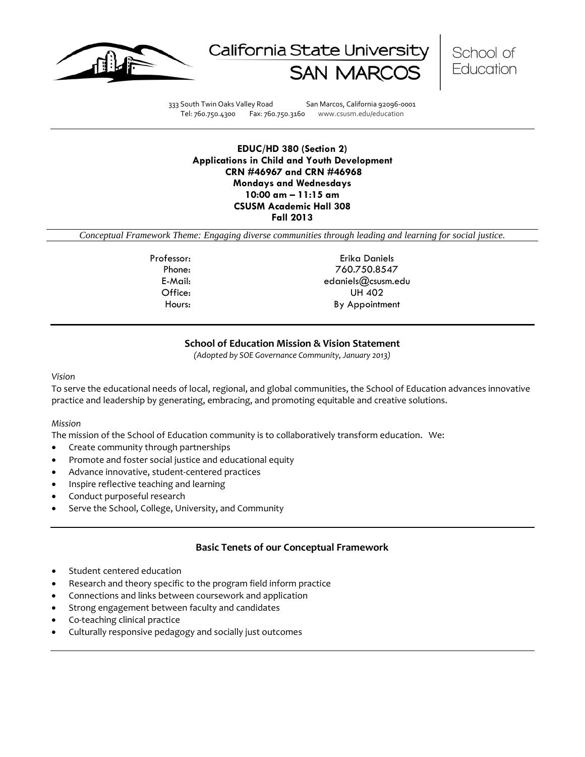California State University SAN MARCOS | School of Education

333 South Twin Oaks Valley Road San Marcos, California 92096-0001
Tel: 760.750.4300 Fax: 760.750.3160 www.csusm.edu/education

---

**EDUC/HD 380 (Section 2)**
**Applications in Child and Youth Development**
**CRN #46967 and CRN #46968**
**Mondays and Wednesdays**
**10:00 am – 11:15 am**
**CSUSM Academic Hall 308**
**Fall 2013**

*Conceptual Framework Theme: Engaging diverse communities through leading and learning for social justice.*

| | |
|---|---|
| Professor: | Erika Daniels |
| Phone: | 760.750.8547 |
| E-Mail: | edaniels@csusm.edu |
| Office: | UH 402 |
| Hours: | By Appointment |

---

## School of Education Mission & Vision Statement

*(Adopted by SOE Governance Community, January 2013)*

*Vision*

To serve the educational needs of local, regional, and global communities, the School of Education advances innovative practice and leadership by generating, embracing, and promoting equitable and creative solutions.

*Mission*

The mission of the School of Education community is to collaboratively transform education. We:

- Create community through partnerships
- Promote and foster social justice and educational equity
- Advance innovative, student-centered practices
- Inspire reflective teaching and learning
- Conduct purposeful research
- Serve the School, College, University, and Community

---

## Basic Tenets of our Conceptual Framework

- Student centered education
- Research and theory specific to the program field inform practice
- Connections and links between coursework and application
- Strong engagement between faculty and candidates
- Co-teaching clinical practice
- Culturally responsive pedagogy and socially just outcomes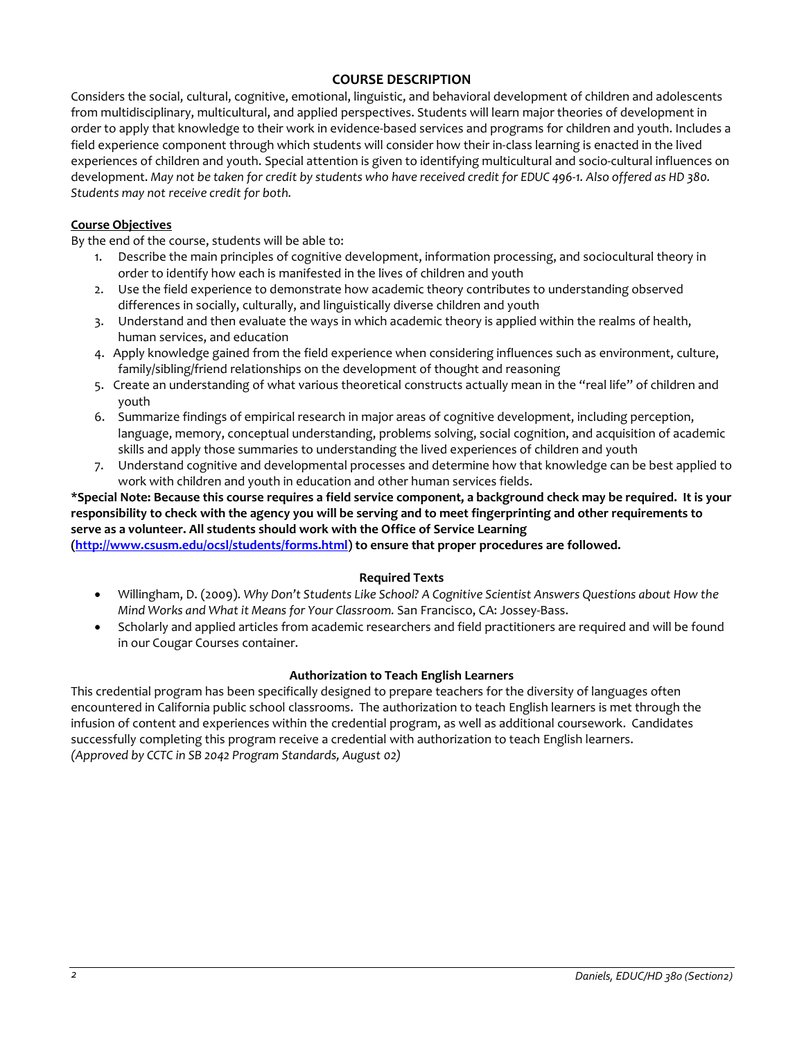## COURSE DESCRIPTION

Considers the social, cultural, cognitive, emotional, linguistic, and behavioral development of children and adolescents from multidisciplinary, multicultural, and applied perspectives. Students will learn major theories of development in order to apply that knowledge to their work in evidence-based services and programs for children and youth. Includes a field experience component through which students will consider how their in-class learning is enacted in the lived experiences of children and youth. Special attention is given to identifying multicultural and socio-cultural influences on development. *May not be taken for credit by students who have received credit for EDUC 496-1. Also offered as HD 380. Students may not receive credit for both.*

### Course Objectives

By the end of the course, students will be able to:

1. Describe the main principles of cognitive development, information processing, and sociocultural theory in order to identify how each is manifested in the lives of children and youth
2. Use the field experience to demonstrate how academic theory contributes to understanding observed differences in socially, culturally, and linguistically diverse children and youth
3. Understand and then evaluate the ways in which academic theory is applied within the realms of health, human services, and education
4. Apply knowledge gained from the field experience when considering influences such as environment, culture, family/sibling/friend relationships on the development of thought and reasoning
5. Create an understanding of what various theoretical constructs actually mean in the "real life" of children and youth
6. Summarize findings of empirical research in major areas of cognitive development, including perception, language, memory, conceptual understanding, problems solving, social cognition, and acquisition of academic skills and apply those summaries to understanding the lived experiences of children and youth
7. Understand cognitive and developmental processes and determine how that knowledge can be best applied to work with children and youth in education and other human services fields.

**\*Special Note: Because this course requires a field service component, a background check may be required. It is your responsibility to check with the agency you will be serving and to meet fingerprinting and other requirements to serve as a volunteer. All students should work with the Office of Service Learning ([http://www.csusm.edu/ocsl/students/forms.html](http://www.csusm.edu/ocsl/students/forms.html)) to ensure that proper procedures are followed.**

### Required Texts

- Willingham, D. (2009). *Why Don't Students Like School? A Cognitive Scientist Answers Questions about How the Mind Works and What it Means for Your Classroom.* San Francisco, CA: Jossey-Bass.
- Scholarly and applied articles from academic researchers and field practitioners are required and will be found in our Cougar Courses container.

### Authorization to Teach English Learners

This credential program has been specifically designed to prepare teachers for the diversity of languages often encountered in California public school classrooms. The authorization to teach English learners is met through the infusion of content and experiences within the credential program, as well as additional coursework. Candidates successfully completing this program receive a credential with authorization to teach English learners. *(Approved by CCTC in SB 2042 Program Standards, August 02)*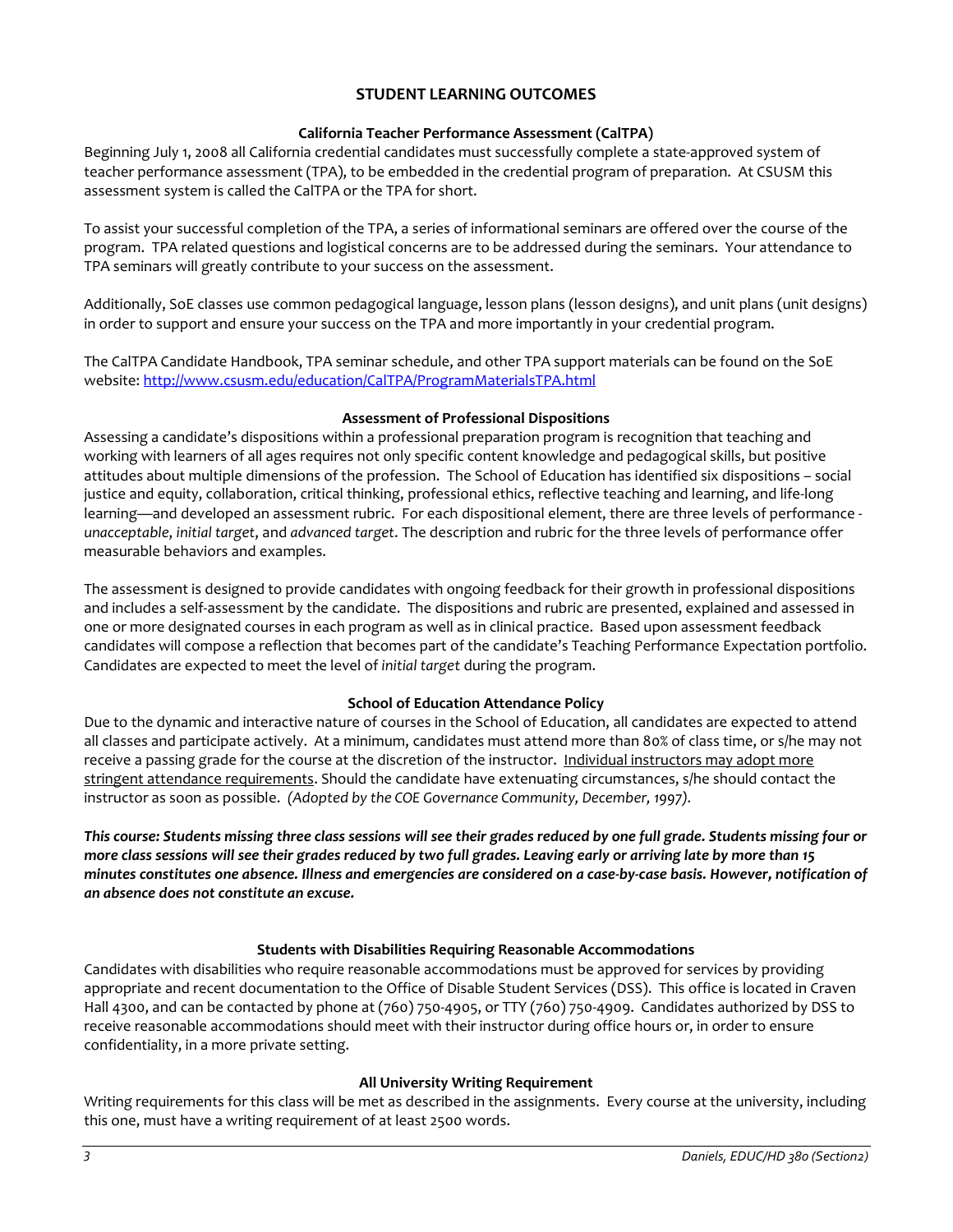## STUDENT LEARNING OUTCOMES

### California Teacher Performance Assessment (CalTPA)

Beginning July 1, 2008 all California credential candidates must successfully complete a state-approved system of teacher performance assessment (TPA), to be embedded in the credential program of preparation. At CSUSM this assessment system is called the CalTPA or the TPA for short.

To assist your successful completion of the TPA, a series of informational seminars are offered over the course of the program. TPA related questions and logistical concerns are to be addressed during the seminars. Your attendance to TPA seminars will greatly contribute to your success on the assessment.

Additionally, SoE classes use common pedagogical language, lesson plans (lesson designs), and unit plans (unit designs) in order to support and ensure your success on the TPA and more importantly in your credential program.

The CalTPA Candidate Handbook, TPA seminar schedule, and other TPA support materials can be found on the SoE website: [http://www.csusm.edu/education/CalTPA/ProgramMaterialsTPA.html](http://www.csusm.edu/education/CalTPA/ProgramMaterialsTPA.html)

### Assessment of Professional Dispositions

Assessing a candidate's dispositions within a professional preparation program is recognition that teaching and working with learners of all ages requires not only specific content knowledge and pedagogical skills, but positive attitudes about multiple dimensions of the profession. The School of Education has identified six dispositions – social justice and equity, collaboration, critical thinking, professional ethics, reflective teaching and learning, and life-long learning—and developed an assessment rubric. For each dispositional element, there are three levels of performance - *unacceptable*, *initial target*, and *advanced target*. The description and rubric for the three levels of performance offer measurable behaviors and examples.

The assessment is designed to provide candidates with ongoing feedback for their growth in professional dispositions and includes a self-assessment by the candidate. The dispositions and rubric are presented, explained and assessed in one or more designated courses in each program as well as in clinical practice. Based upon assessment feedback candidates will compose a reflection that becomes part of the candidate's Teaching Performance Expectation portfolio. Candidates are expected to meet the level of *initial target* during the program.

### School of Education Attendance Policy

Due to the dynamic and interactive nature of courses in the School of Education, all candidates are expected to attend all classes and participate actively. At a minimum, candidates must attend more than 80% of class time, or s/he may not receive a passing grade for the course at the discretion of the instructor. <u>Individual instructors may adopt more stringent attendance requirements</u>. Should the candidate have extenuating circumstances, s/he should contact the instructor as soon as possible. *(Adopted by the COE Governance Community, December, 1997).*

***This course: Students missing three class sessions will see their grades reduced by one full grade. Students missing four or more class sessions will see their grades reduced by two full grades. Leaving early or arriving late by more than 15 minutes constitutes one absence. Illness and emergencies are considered on a case-by-case basis. However, notification of an absence does not constitute an excuse.***

### Students with Disabilities Requiring Reasonable Accommodations

Candidates with disabilities who require reasonable accommodations must be approved for services by providing appropriate and recent documentation to the Office of Disable Student Services (DSS). This office is located in Craven Hall 4300, and can be contacted by phone at (760) 750-4905, or TTY (760) 750-4909. Candidates authorized by DSS to receive reasonable accommodations should meet with their instructor during office hours or, in order to ensure confidentiality, in a more private setting.

### All University Writing Requirement

Writing requirements for this class will be met as described in the assignments. Every course at the university, including this one, must have a writing requirement of at least 2500 words.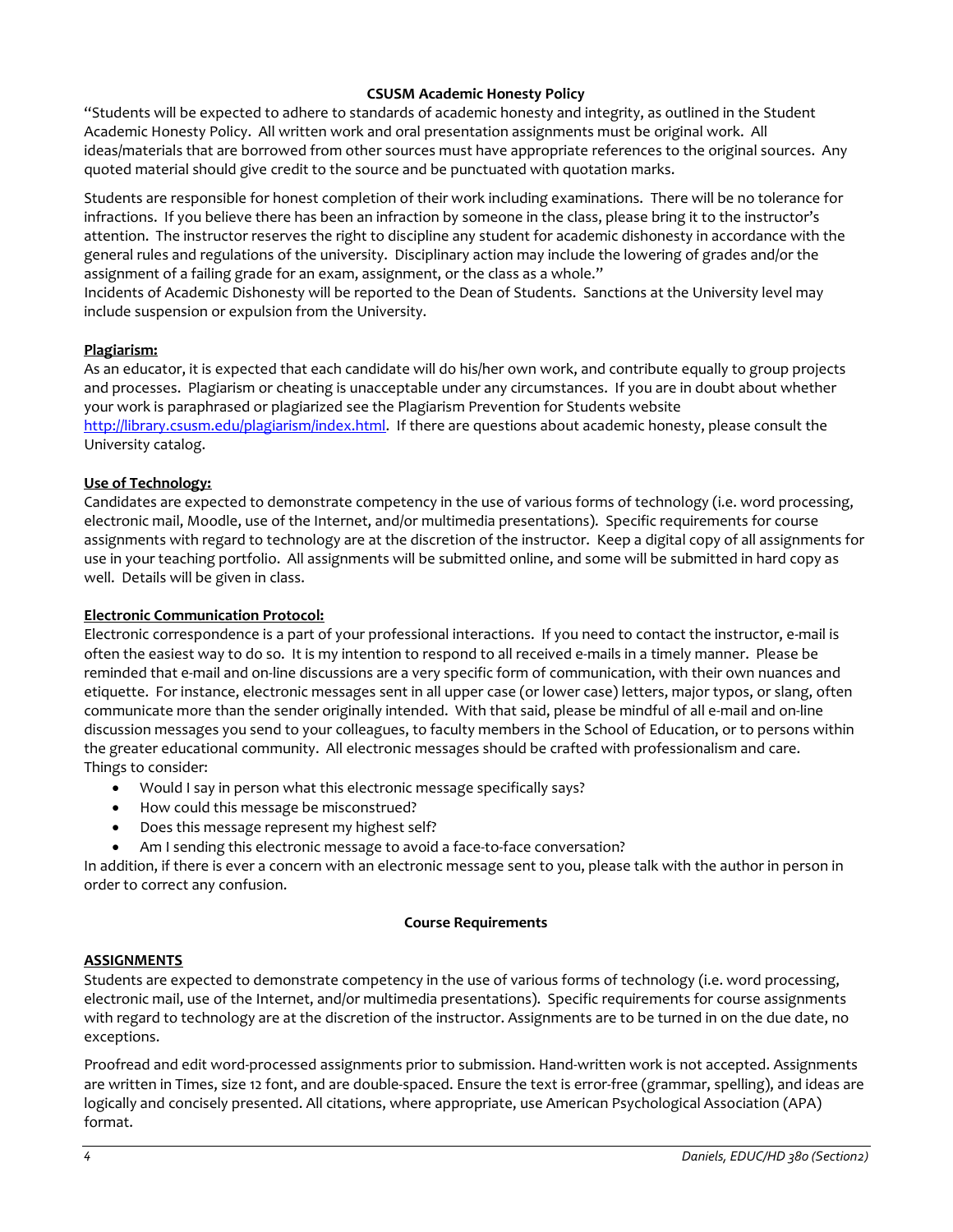## CSUSM Academic Honesty Policy

"Students will be expected to adhere to standards of academic honesty and integrity, as outlined in the Student Academic Honesty Policy. All written work and oral presentation assignments must be original work. All ideas/materials that are borrowed from other sources must have appropriate references to the original sources. Any quoted material should give credit to the source and be punctuated with quotation marks.

Students are responsible for honest completion of their work including examinations. There will be no tolerance for infractions. If you believe there has been an infraction by someone in the class, please bring it to the instructor's attention. The instructor reserves the right to discipline any student for academic dishonesty in accordance with the general rules and regulations of the university. Disciplinary action may include the lowering of grades and/or the assignment of a failing grade for an exam, assignment, or the class as a whole."

Incidents of Academic Dishonesty will be reported to the Dean of Students. Sanctions at the University level may include suspension or expulsion from the University.

### Plagiarism:

As an educator, it is expected that each candidate will do his/her own work, and contribute equally to group projects and processes. Plagiarism or cheating is unacceptable under any circumstances. If you are in doubt about whether your work is paraphrased or plagiarized see the Plagiarism Prevention for Students website http://library.csusm.edu/plagiarism/index.html. If there are questions about academic honesty, please consult the University catalog.

### Use of Technology:

Candidates are expected to demonstrate competency in the use of various forms of technology (i.e. word processing, electronic mail, Moodle, use of the Internet, and/or multimedia presentations). Specific requirements for course assignments with regard to technology are at the discretion of the instructor. Keep a digital copy of all assignments for use in your teaching portfolio. All assignments will be submitted online, and some will be submitted in hard copy as well. Details will be given in class.

### Electronic Communication Protocol:

Electronic correspondence is a part of your professional interactions. If you need to contact the instructor, e-mail is often the easiest way to do so. It is my intention to respond to all received e-mails in a timely manner. Please be reminded that e-mail and on-line discussions are a very specific form of communication, with their own nuances and etiquette. For instance, electronic messages sent in all upper case (or lower case) letters, major typos, or slang, often communicate more than the sender originally intended. With that said, please be mindful of all e-mail and on-line discussion messages you send to your colleagues, to faculty members in the School of Education, or to persons within the greater educational community. All electronic messages should be crafted with professionalism and care.

Things to consider:

- Would I say in person what this electronic message specifically says?
- How could this message be misconstrued?
- Does this message represent my highest self?
- Am I sending this electronic message to avoid a face-to-face conversation?

In addition, if there is ever a concern with an electronic message sent to you, please talk with the author in person in order to correct any confusion.

## Course Requirements

### ASSIGNMENTS

Students are expected to demonstrate competency in the use of various forms of technology (i.e. word processing, electronic mail, use of the Internet, and/or multimedia presentations). Specific requirements for course assignments with regard to technology are at the discretion of the instructor. Assignments are to be turned in on the due date, no exceptions.

Proofread and edit word-processed assignments prior to submission. Hand-written work is not accepted. Assignments are written in Times, size 12 font, and are double-spaced. Ensure the text is error-free (grammar, spelling), and ideas are logically and concisely presented. All citations, where appropriate, use American Psychological Association (APA) format.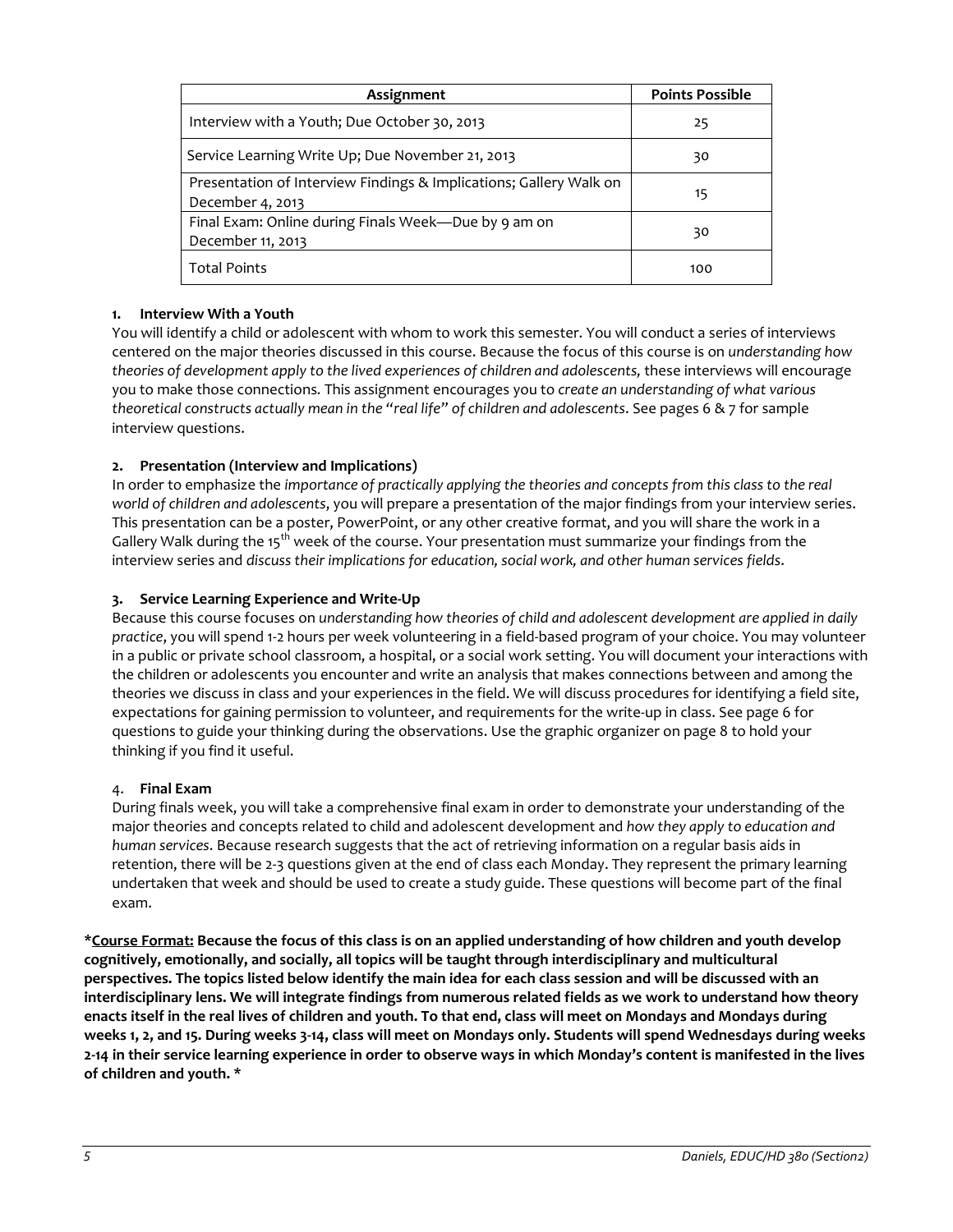| Assignment | Points Possible |
|---|---|
| Interview with a Youth; Due October 30, 2013 | 25 |
| Service Learning Write Up; Due November 21, 2013 | 30 |
| Presentation of Interview Findings & Implications; Gallery Walk on December 4, 2013 | 15 |
| Final Exam: Online during Finals Week—Due by 9 am on December 11, 2013 | 30 |
| Total Points | 100 |

1. **Interview With a Youth**

You will identify a child or adolescent with whom to work this semester. You will conduct a series of interviews centered on the major theories discussed in this course. Because the focus of this course is on *understanding how theories of development apply to the lived experiences of children and adolescents,* these interviews will encourage you to make those connections. This assignment encourages you to *create an understanding of what various theoretical constructs actually mean in the "real life" of children and adolescents*. See pages 6 & 7 for sample interview questions.

2. **Presentation (Interview and Implications)**

In order to emphasize the *importance of practically applying the theories and concepts from this class to the real world of children and adolescents*, you will prepare a presentation of the major findings from your interview series. This presentation can be a poster, PowerPoint, or any other creative format, and you will share the work in a Gallery Walk during the 15th week of the course. Your presentation must summarize your findings from the interview series and *discuss their implications for education, social work, and other human services fields*.

3. **Service Learning Experience and Write-Up**

Because this course focuses on *understanding how theories of child and adolescent development are applied in daily practice*, you will spend 1-2 hours per week volunteering in a field-based program of your choice. You may volunteer in a public or private school classroom, a hospital, or a social work setting. You will document your interactions with the children or adolescents you encounter and write an analysis that makes connections between and among the theories we discuss in class and your experiences in the field. We will discuss procedures for identifying a field site, expectations for gaining permission to volunteer, and requirements for the write-up in class. See page 6 for questions to guide your thinking during the observations. Use the graphic organizer on page 8 to hold your thinking if you find it useful.

4. **Final Exam**

During finals week, you will take a comprehensive final exam in order to demonstrate your understanding of the major theories and concepts related to child and adolescent development and *how they apply to education and human services*. Because research suggests that the act of retrieving information on a regular basis aids in retention, there will be 2-3 questions given at the end of class each Monday. They represent the primary learning undertaken that week and should be used to create a study guide. These questions will become part of the final exam.

**\*<u>Course Format:</u> Because the focus of this class is on an applied understanding of how children and youth develop cognitively, emotionally, and socially, all topics will be taught through interdisciplinary and multicultural perspectives. The topics listed below identify the main idea for each class session and will be discussed with an interdisciplinary lens. We will integrate findings from numerous related fields as we work to understand how theory enacts itself in the real lives of children and youth. To that end, class will meet on Mondays and Mondays during weeks 1, 2, and 15. During weeks 3-14, class will meet on Mondays only. Students will spend Wednesdays during weeks 2-14 in their service learning experience in order to observe ways in which Monday's content is manifested in the lives of children and youth. \***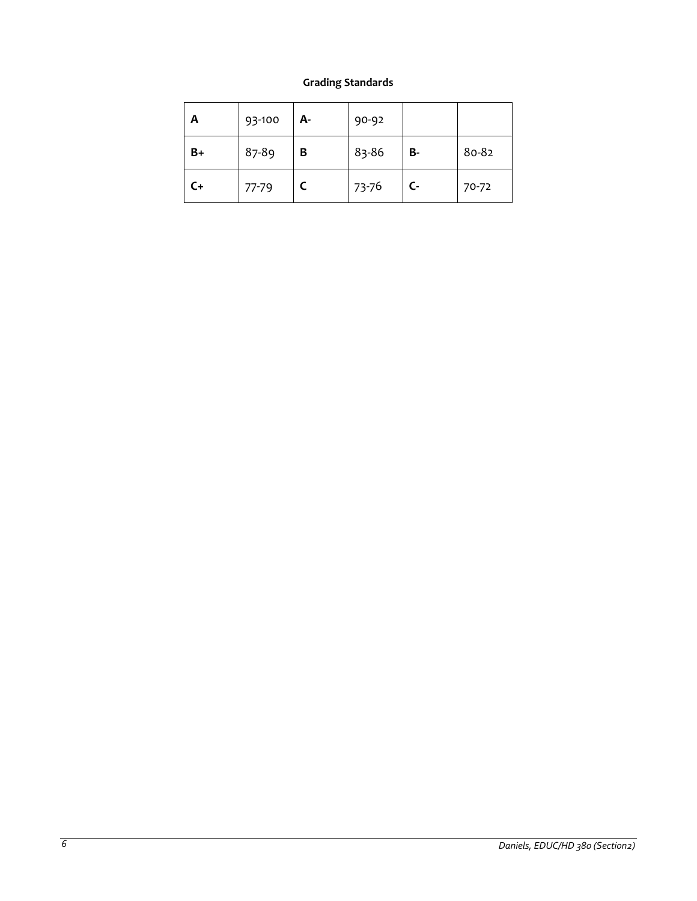**Grading Standards**

| **A** | 93-100 | **A-** | 90-92 | | |
|---|---|---|---|---|---|
| **B+** | 87-89 | **B** | 83-86 | **B-** | 80-82 |
| **C+** | 77-79 | **C** | 73-76 | **C-** | 70-72 |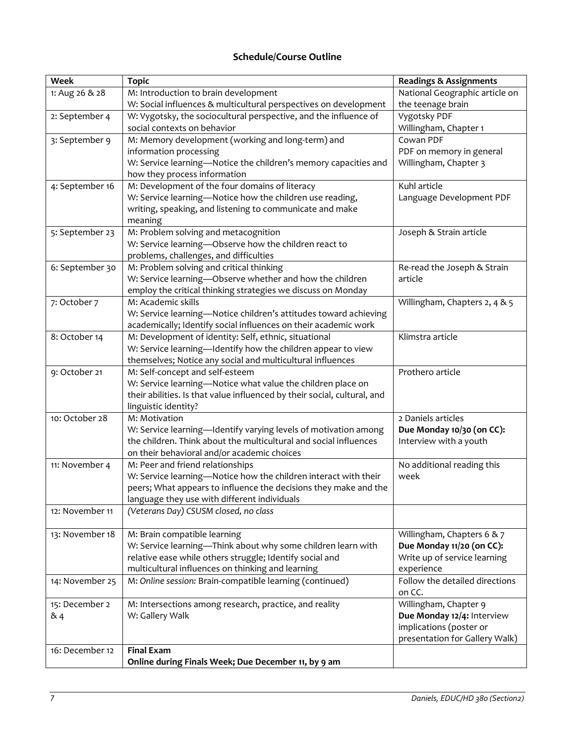## Schedule/Course Outline

| Week | Topic | Readings & Assignments |
|---|---|---|
| 1: Aug 26 & 28 | M: Introduction to brain development<br>W: Social influences & multicultural perspectives on development | National Geographic article on the teenage brain |
| 2: September 4 | W: Vygotsky, the sociocultural perspective, and the influence of social contexts on behavior | Vygotsky PDF<br>Willingham, Chapter 1 |
| 3: September 9 | M: Memory development (working and long-term) and information processing<br>W: Service learning—Notice the children's memory capacities and how they process information | Cowan PDF<br>PDF on memory in general<br>Willingham, Chapter 3 |
| 4: September 16 | M: Development of the four domains of literacy<br>W: Service learning—Notice how the children use reading, writing, speaking, and listening to communicate and make meaning | Kuhl article<br>Language Development PDF |
| 5: September 23 | M: Problem solving and metacognition<br>W: Service learning—Observe how the children react to problems, challenges, and difficulties | Joseph & Strain article |
| 6: September 30 | M: Problem solving and critical thinking<br>W: Service learning—Observe whether and how the children employ the critical thinking strategies we discuss on Monday | Re-read the Joseph & Strain article |
| 7: October 7 | M: Academic skills<br>W: Service learning—Notice children's attitudes toward achieving academically; Identify social influences on their academic work | Willingham, Chapters 2, 4 & 5 |
| 8: October 14 | M: Development of identity: Self, ethnic, situational<br>W: Service learning—Identify how the children appear to view themselves; Notice any social and multicultural influences | Klimstra article |
| 9: October 21 | M: Self-concept and self-esteem<br>W: Service learning—Notice what value the children place on their abilities. Is that value influenced by their social, cultural, and linguistic identity? | Prothero article |
| 10: October 28 | M: Motivation<br>W: Service learning—Identify varying levels of motivation among the children. Think about the multicultural and social influences on their behavioral and/or academic choices | 2 Daniels articles<br>**Due Monday 10/30 (on CC):** Interview with a youth |
| 11: November 4 | M: Peer and friend relationships<br>W: Service learning—Notice how the children interact with their peers; What appears to influence the decisions they make and the language they use with different individuals | No additional reading this week |
| 12: November 11 | *(Veterans Day) CSUSM closed, no class* | |
| 13: November 18 | M: Brain compatible learning<br>W: Service learning—Think about why some children learn with relative ease while others struggle; Identify social and multicultural influences on thinking and learning | Willingham, Chapters 6 & 7<br>**Due Monday 11/20 (on CC):** Write up of service learning experience |
| 14: November 25 | M: *Online session:* Brain-compatible learning (continued) | Follow the detailed directions on CC. |
| 15: December 2 & 4 | M: Intersections among research, practice, and reality<br>W: Gallery Walk | Willingham, Chapter 9<br>**Due Monday 12/4:** Interview implications (poster or presentation for Gallery Walk) |
| 16: December 12 | **Final Exam**<br>**Online during Finals Week; Due December 11, by 9 am** | |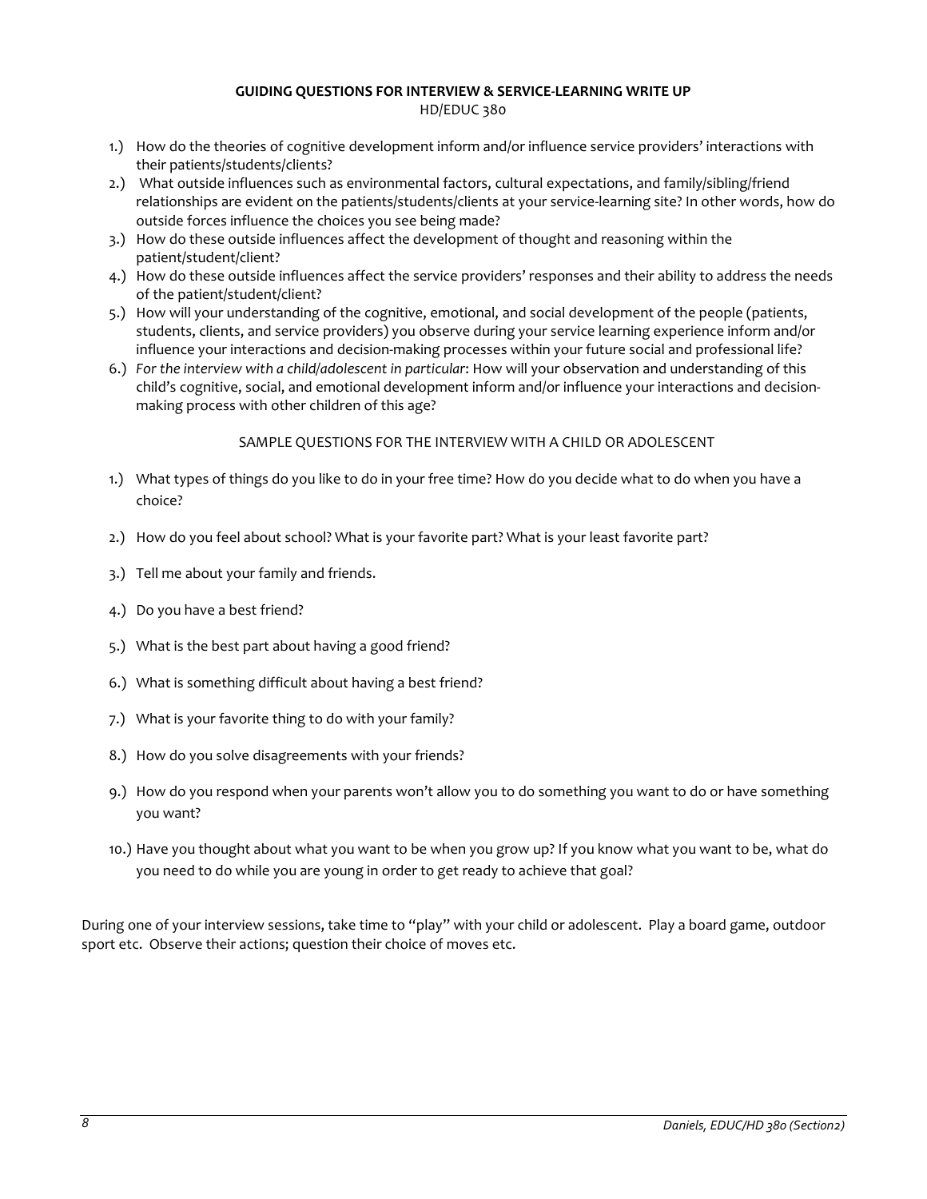## GUIDING QUESTIONS FOR INTERVIEW & SERVICE-LEARNING WRITE UP

HD/EDUC 380

1.) How do the theories of cognitive development inform and/or influence service providers' interactions with their patients/students/clients?
2.) What outside influences such as environmental factors, cultural expectations, and family/sibling/friend relationships are evident on the patients/students/clients at your service-learning site? In other words, how do outside forces influence the choices you see being made?
3.) How do these outside influences affect the development of thought and reasoning within the patient/student/client?
4.) How do these outside influences affect the service providers' responses and their ability to address the needs of the patient/student/client?
5.) How will your understanding of the cognitive, emotional, and social development of the people (patients, students, clients, and service providers) you observe during your service learning experience inform and/or influence your interactions and decision-making processes within your future social and professional life?
6.) *For the interview with a child/adolescent in particular*: How will your observation and understanding of this child's cognitive, social, and emotional development inform and/or influence your interactions and decision-making process with other children of this age?

### SAMPLE QUESTIONS FOR THE INTERVIEW WITH A CHILD OR ADOLESCENT

1.) What types of things do you like to do in your free time? How do you decide what to do when you have a choice?
2.) How do you feel about school? What is your favorite part? What is your least favorite part?
3.) Tell me about your family and friends.
4.) Do you have a best friend?
5.) What is the best part about having a good friend?
6.) What is something difficult about having a best friend?
7.) What is your favorite thing to do with your family?
8.) How do you solve disagreements with your friends?
9.) How do you respond when your parents won't allow you to do something you want to do or have something you want?
10.) Have you thought about what you want to be when you grow up? If you know what you want to be, what do you need to do while you are young in order to get ready to achieve that goal?

During one of your interview sessions, take time to "play" with your child or adolescent. Play a board game, outdoor sport etc. Observe their actions; question their choice of moves etc.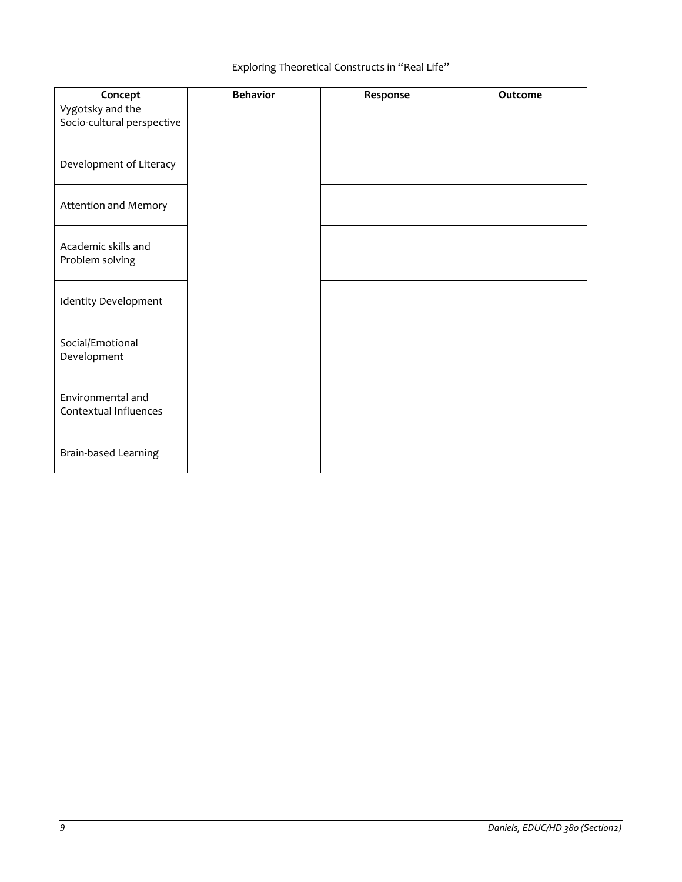Exploring Theoretical Constructs in "Real Life"

| Concept | Behavior | Response | Outcome |
| --- | --- | --- | --- |
| Vygotsky and the Socio-cultural perspective | | | |
| Development of Literacy | | | |
| Attention and Memory | | | |
| Academic skills and Problem solving | | | |
| Identity Development | | | |
| Social/Emotional Development | | | |
| Environmental and Contextual Influences | | | |
| Brain-based Learning | | | |